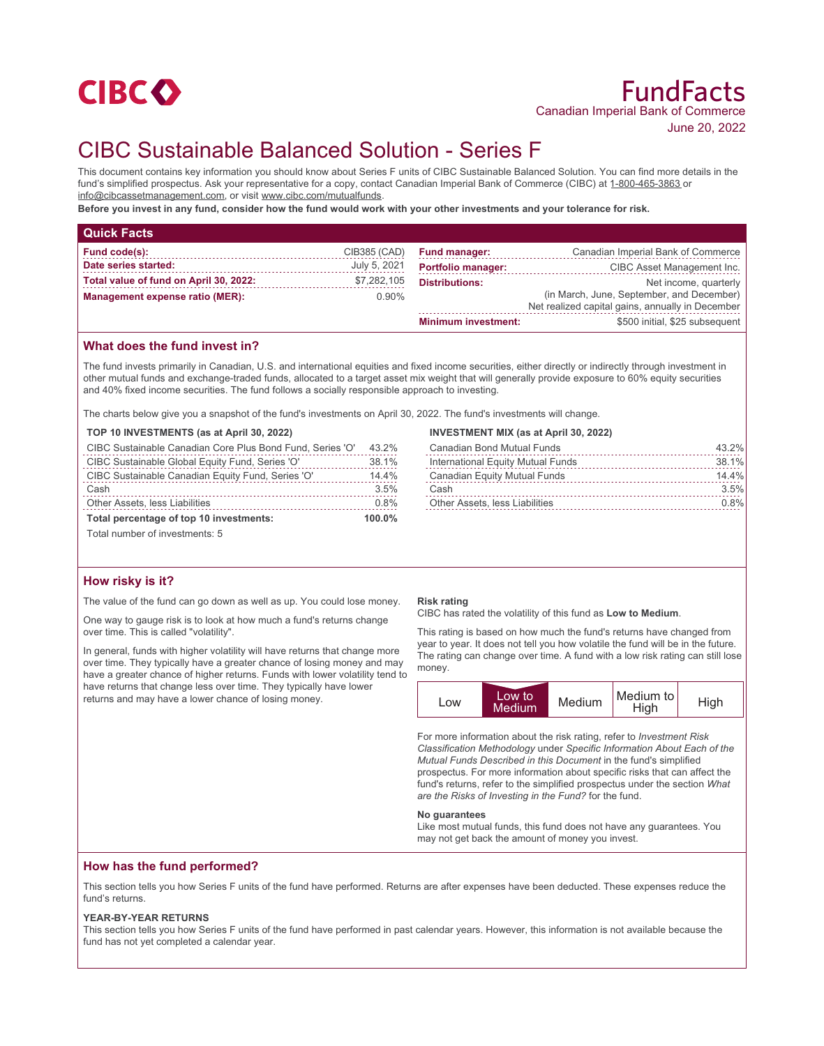CIBC

# FundFacts

Canadian Imperial Bank of Commerce

June 20, 2022

# CIBC Sustainable Balanced Solution - Series F

This document contains key information you should know about Series F units of CIBC Sustainable Balanced Solution. You can find more details in the fund's simplified prospectus. Ask your representative for a copy, contact Canadian Imperial Bank of Commerce (CIBC) at 1-800-465-3863 or info@cibcassetmanagement.com, or visit www.cibc.com/mutualfunds.

**Before you invest in any fund, consider how the fund would work with your other investments and your tolerance for risk.**

## Quick Facts

| | |
|---|---|
| **Fund code(s):** | CIB385 (CAD) |
| **Date series started:** | July 5, 2021 |
| **Total value of fund on April 30, 2022:** | $7,282,105 |
| **Management expense ratio (MER):** | 0.90% |
| **Fund manager:** | Canadian Imperial Bank of Commerce |
| **Portfolio manager:** | CIBC Asset Management Inc. |
| **Distributions:** | Net income, quarterly (in March, June, September, and December) Net realized capital gains, annually in December |
| **Minimum investment:** | $500 initial, $25 subsequent |

## What does the fund invest in?

The fund invests primarily in Canadian, U.S. and international equities and fixed income securities, either directly or indirectly through investment in other mutual funds and exchange-traded funds, allocated to a target asset mix weight that will generally provide exposure to 60% equity securities and 40% fixed income securities. The fund follows a socially responsible approach to investing.

The charts below give you a snapshot of the fund's investments on April 30, 2022. The fund's investments will change.

**TOP 10 INVESTMENTS (as at April 30, 2022)**

| Investment | % |
|---|---|
| CIBC Sustainable Canadian Core Plus Bond Fund, Series 'O' | 43.2% |
| CIBC Sustainable Global Equity Fund, Series 'O' | 38.1% |
| CIBC Sustainable Canadian Equity Fund, Series 'O' | 14.4% |
| Cash | 3.5% |
| Other Assets, less Liabilities | 0.8% |
| **Total percentage of top 10 investments:** | **100.0%** |

Total number of investments: 5

**INVESTMENT MIX (as at April 30, 2022)**

| Category | % |
|---|---|
| Canadian Bond Mutual Funds | 43.2% |
| International Equity Mutual Funds | 38.1% |
| Canadian Equity Mutual Funds | 14.4% |
| Cash | 3.5% |
| Other Assets, less Liabilities | 0.8% |

## How risky is it?

The value of the fund can go down as well as up. You could lose money.

One way to gauge risk is to look at how much a fund's returns change over time. This is called "volatility".

In general, funds with higher volatility will have returns that change more over time. They typically have a greater chance of losing money and may have a greater chance of higher returns. Funds with lower volatility tend to have returns that change less over time. They typically have lower returns and may have a lower chance of losing money.

**Risk rating**

CIBC has rated the volatility of this fund as **Low to Medium**.

This rating is based on how much the fund's returns have changed from year to year. It does not tell you how volatile the fund will be in the future. The rating can change over time. A fund with a low risk rating can still lose money.

| Low | **Low to Medium** | Medium | Medium to High | High |
|---|---|---|---|---|

For more information about the risk rating, refer to *Investment Risk Classification Methodology* under *Specific Information About Each of the Mutual Funds Described in this Document* in the fund's simplified prospectus. For more information about specific risks that can affect the fund's returns, refer to the simplified prospectus under the section *What are the Risks of Investing in the Fund?* for the fund.

**No guarantees**

Like most mutual funds, this fund does not have any guarantees. You may not get back the amount of money you invest.

## How has the fund performed?

This section tells you how Series F units of the fund have performed. Returns are after expenses have been deducted. These expenses reduce the fund's returns.

**YEAR-BY-YEAR RETURNS**

This section tells you how Series F units of the fund have performed in past calendar years. However, this information is not available because the fund has not yet completed a calendar year.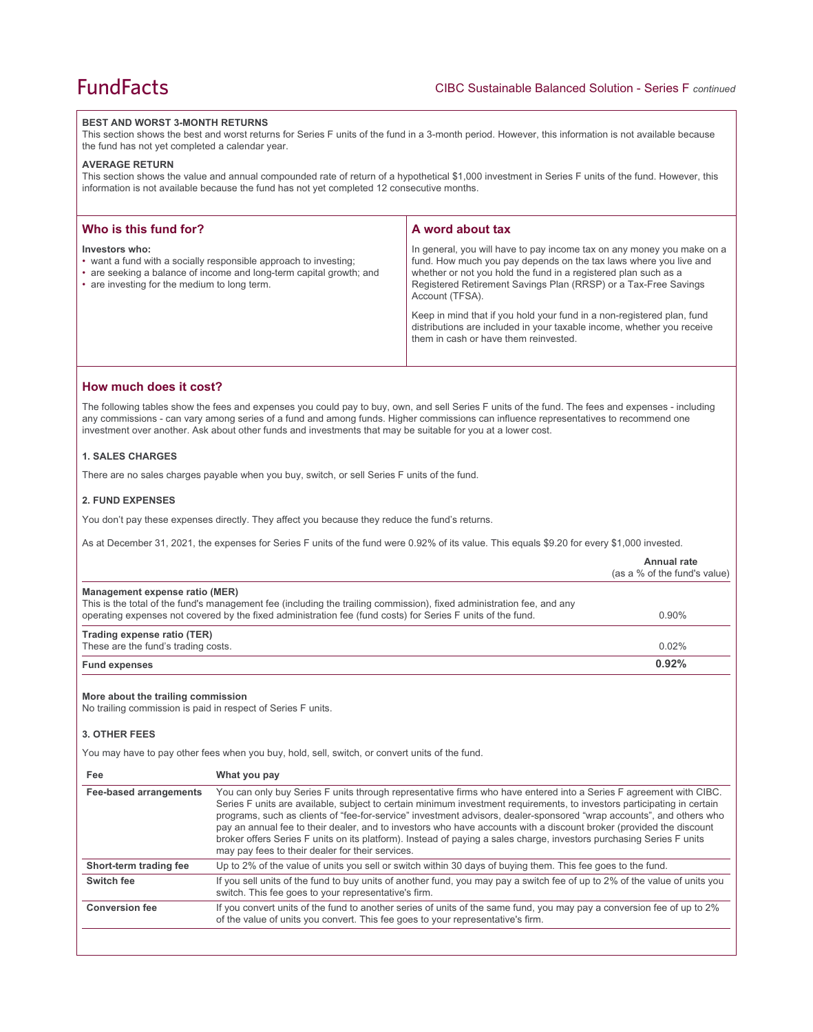#### BEST AND WORST 3-MONTH RETURNS

This section shows the best and worst returns for Series F units of the fund in a 3-month period. However, this information is not available because the fund has not yet completed a calendar year.

#### AVERAGE RETURN

This section shows the value and annual compounded rate of return of a hypothetical $1,000 investment in Series F units of the fund. However, this information is not available because the fund has not yet completed 12 consecutive months.

## Who is this fund for?

**Investors who:**

- want a fund with a socially responsible approach to investing;
- are seeking a balance of income and long-term capital growth; and
- are investing for the medium to long term.

## A word about tax

In general, you will have to pay income tax on any money you make on a fund. How much you pay depends on the tax laws where you live and whether or not you hold the fund in a registered plan such as a Registered Retirement Savings Plan (RRSP) or a Tax-Free Savings Account (TFSA).

Keep in mind that if you hold your fund in a non-registered plan, fund distributions are included in your taxable income, whether you receive them in cash or have them reinvested.

## How much does it cost?

The following tables show the fees and expenses you could pay to buy, own, and sell Series F units of the fund. The fees and expenses - including any commissions - can vary among series of a fund and among funds. Higher commissions can influence representatives to recommend one investment over another. Ask about other funds and investments that may be suitable for you at a lower cost.

#### 1. SALES CHARGES

There are no sales charges payable when you buy, switch, or sell Series F units of the fund.

#### 2. FUND EXPENSES

You don't pay these expenses directly. They affect you because they reduce the fund's returns.

As at December 31, 2021, the expenses for Series F units of the fund were 0.92% of its value. This equals $9.20 for every $1,000 invested.

| | Annual rate (as a % of the fund's value) |
|---|---|
| **Management expense ratio (MER)**<br>This is the total of the fund's management fee (including the trailing commission), fixed administration fee, and any operating expenses not covered by the fixed administration fee (fund costs) for Series F units of the fund. | 0.90% |
| **Trading expense ratio (TER)**<br>These are the fund's trading costs. | 0.02% |
| **Fund expenses** | **0.92%** |

**More about the trailing commission**

No trailing commission is paid in respect of Series F units.

#### 3. OTHER FEES

You may have to pay other fees when you buy, hold, sell, switch, or convert units of the fund.

| Fee | What you pay |
|---|---|
| **Fee-based arrangements** | You can only buy Series F units through representative firms who have entered into a Series F agreement with CIBC. Series F units are available, subject to certain minimum investment requirements, to investors participating in certain programs, such as clients of "fee-for-service" investment advisors, dealer-sponsored "wrap accounts", and others who pay an annual fee to their dealer, and to investors who have accounts with a discount broker (provided the discount broker offers Series F units on its platform). Instead of paying a sales charge, investors purchasing Series F units may pay fees to their dealer for their services. |
| **Short-term trading fee** | Up to 2% of the value of units you sell or switch within 30 days of buying them. This fee goes to the fund. |
| **Switch fee** | If you sell units of the fund to buy units of another fund, you may pay a switch fee of up to 2% of the value of units you switch. This fee goes to your representative's firm. |
| **Conversion fee** | If you convert units of the fund to another series of units of the same fund, you may pay a conversion fee of up to 2% of the value of units you convert. This fee goes to your representative's firm. |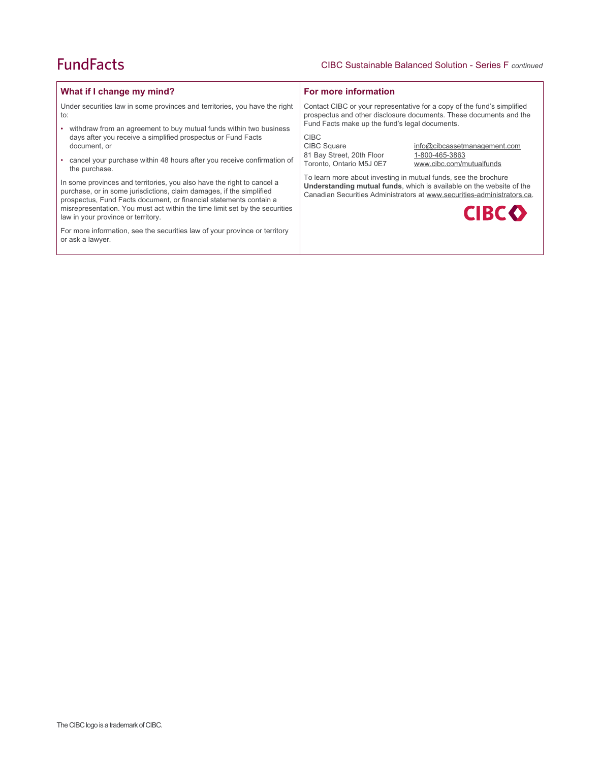## What if I change my mind?

Under securities law in some provinces and territories, you have the right to:

- withdraw from an agreement to buy mutual funds within two business days after you receive a simplified prospectus or Fund Facts document, or
- cancel your purchase within 48 hours after you receive confirmation of the purchase.

In some provinces and territories, you also have the right to cancel a purchase, or in some jurisdictions, claim damages, if the simplified prospectus, Fund Facts document, or financial statements contain a misrepresentation. You must act within the time limit set by the securities law in your province or territory.

For more information, see the securities law of your province or territory or ask a lawyer.

## For more information

Contact CIBC or your representative for a copy of the fund's simplified prospectus and other disclosure documents. These documents and the Fund Facts make up the fund's legal documents.

CIBC
CIBC Square
81 Bay Street, 20th Floor
Toronto, Ontario M5J 0E7

info@cibcassetmanagement.com
1-800-465-3863
www.cibc.com/mutualfunds

To learn more about investing in mutual funds, see the brochure **Understanding mutual funds**, which is available on the website of the Canadian Securities Administrators at www.securities-administrators.ca.

The CIBC logo is a trademark of CIBC.